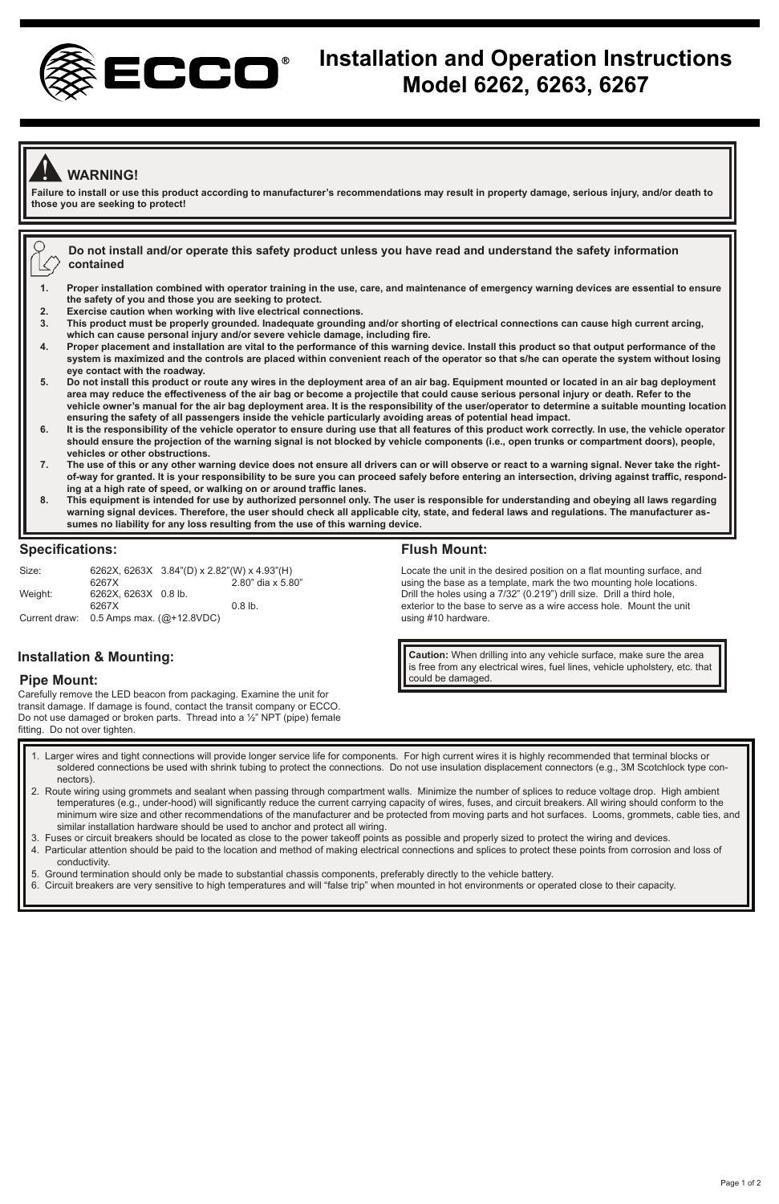# Installation and Operation Instructions Model 6262, 6263, 6267

**WARNING!**

**Failure to install or use this product according to manufacturer's recommendations may result in property damage, serious injury, and/or death to those you are seeking to protect!**

**Do not install and/or operate this safety product unless you have read and understand the safety information contained**

1. **Proper installation combined with operator training in the use, care, and maintenance of emergency warning devices are essential to ensure the safety of you and those you are seeking to protect.**
2. **Exercise caution when working with live electrical connections.**
3. **This product must be properly grounded. Inadequate grounding and/or shorting of electrical connections can cause high current arcing, which can cause personal injury and/or severe vehicle damage, including fire.**
4. **Proper placement and installation are vital to the performance of this warning device. Install this product so that output performance of the system is maximized and the controls are placed within convenient reach of the operator so that s/he can operate the system without losing eye contact with the roadway.**
5. **Do not install this product or route any wires in the deployment area of an air bag. Equipment mounted or located in an air bag deployment area may reduce the effectiveness of the air bag or become a projectile that could cause serious personal injury or death. Refer to the vehicle owner's manual for the air bag deployment area. It is the responsibility of the user/operator to determine a suitable mounting location ensuring the safety of all passengers inside the vehicle particularly avoiding areas of potential head impact.**
6. **It is the responsibility of the vehicle operator to ensure during use that all features of this product work correctly. In use, the vehicle operator should ensure the projection of the warning signal is not blocked by vehicle components (i.e., open trunks or compartment doors), people, vehicles or other obstructions.**
7. **The use of this or any other warning device does not ensure all drivers can or will observe or react to a warning signal. Never take the right-of-way for granted. It is your responsibility to be sure you can proceed safely before entering an intersection, driving against traffic, responding at a high rate of speed, or walking on or around traffic lanes.**
8. **This equipment is intended for use by authorized personnel only. The user is responsible for understanding and obeying all laws regarding warning signal devices. Therefore, the user should check all applicable city, state, and federal laws and regulations. The manufacturer assumes no liability for any loss resulting from the use of this warning device.**

## Specifications:

| | | |
|---|---|---|
| Size: | 6262X, 6263X | 3.84"(D) x 2.82"(W) x 4.93"(H) |
| | 6267X | 2.80" dia x 5.80" |
| Weight: | 6262X, 6263X | 0.8 lb. |
| | 6267X | 0.8 lb. |
| Current draw: | 0.5 Amps max. (@+12.8VDC) | |

## Installation & Mounting:

### Pipe Mount:

Carefully remove the LED beacon from packaging. Examine the unit for transit damage. If damage is found, contact the transit company or ECCO. Do not use damaged or broken parts. Thread into a ½" NPT (pipe) female fitting. Do not over tighten.

## Flush Mount:

Locate the unit in the desired position on a flat mounting surface, and using the base as a template, mark the two mounting hole locations. Drill the holes using a 7/32" (0.219") drill size. Drill a third hole, exterior to the base to serve as a wire access hole. Mount the unit using #10 hardware.

**Caution:** When drilling into any vehicle surface, make sure the area is free from any electrical wires, fuel lines, vehicle upholstery, etc. that could be damaged.

1. Larger wires and tight connections will provide longer service life for components. For high current wires it is highly recommended that terminal blocks or soldered connections be used with shrink tubing to protect the connections. Do not use insulation displacement connectors (e.g., 3M Scotchlock type connectors).
2. Route wiring using grommets and sealant when passing through compartment walls. Minimize the number of splices to reduce voltage drop. High ambient temperatures (e.g., under-hood) will significantly reduce the current carrying capacity of wires, fuses, and circuit breakers. All wiring should conform to the minimum wire size and other recommendations of the manufacturer and be protected from moving parts and hot surfaces. Looms, grommets, cable ties, and similar installation hardware should be used to anchor and protect all wiring.
3. Fuses or circuit breakers should be located as close to the power takeoff points as possible and properly sized to protect the wiring and devices.
4. Particular attention should be paid to the location and method of making electrical connections and splices to protect these points from corrosion and loss of conductivity.
5. Ground termination should only be made to substantial chassis components, preferably directly to the vehicle battery.
6. Circuit breakers are very sensitive to high temperatures and will "false trip" when mounted in hot environments or operated close to their capacity.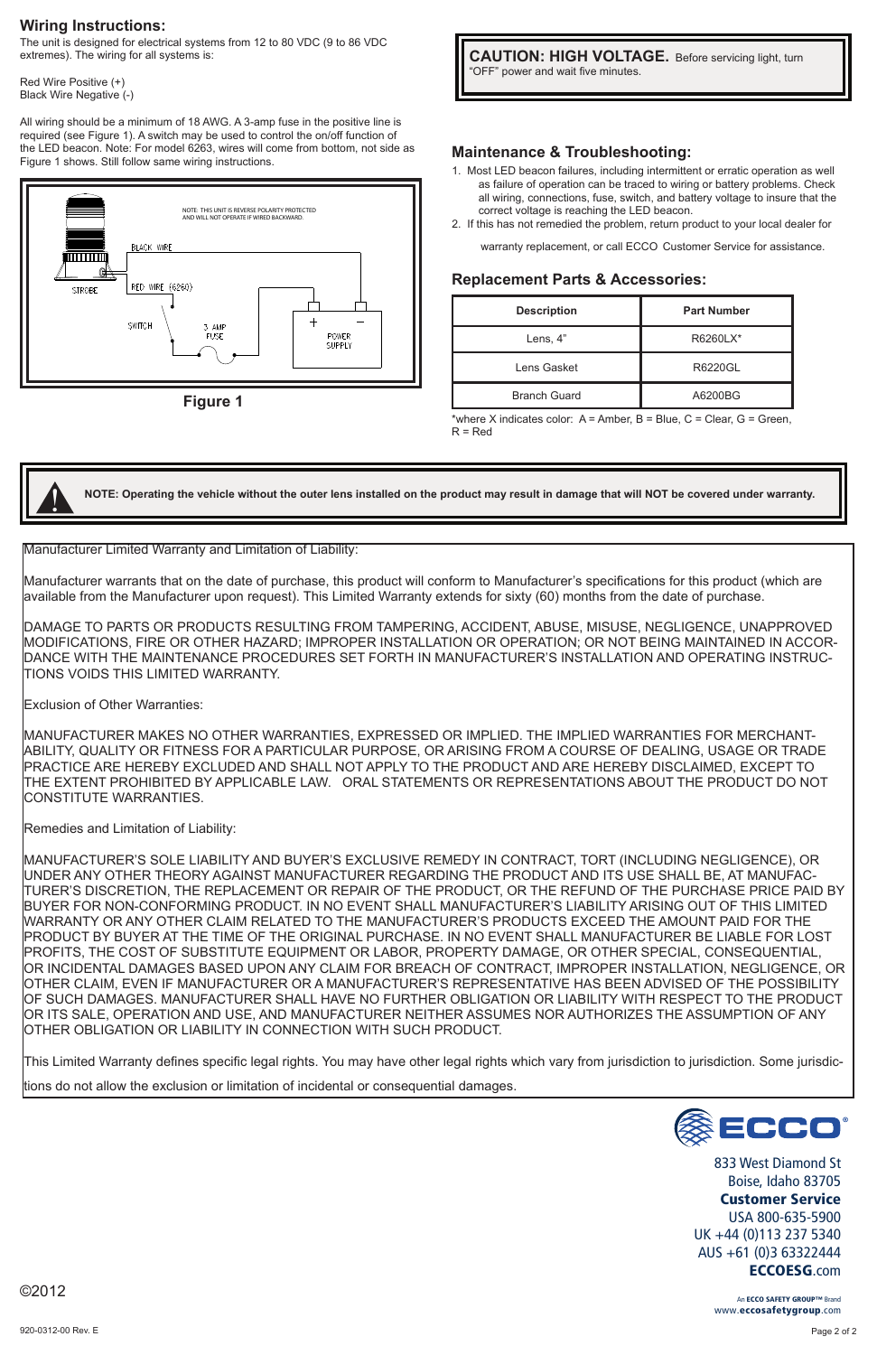## Wiring Instructions:

The unit is designed for electrical systems from 12 to 80 VDC (9 to 86 VDC extremes). The wiring for all systems is:

Red Wire Positive (+)
Black Wire Negative (-)

All wiring should be a minimum of 18 AWG. A 3-amp fuse in the positive line is required (see Figure 1). A switch may be used to control the on/off function of the LED beacon. Note: For model 6263, wires will come from bottom, not side as Figure 1 shows. Still follow same wiring instructions.

NOTE: THIS UNIT IS REVERSE POLARITY PROTECTED AND WILL NOT OPERATE IF WIRED BACKWARD.

STROBE
BLACK WIRE
RED WIRE (6260)
SWITCH
3 AMP FUSE
+ −
POWER SUPPLY

**Figure 1**

**CAUTION: HIGH VOLTAGE.** Before servicing light, turn "OFF" power and wait five minutes.

## Maintenance & Troubleshooting:

1. Most LED beacon failures, including intermittent or erratic operation as well as failure of operation can be traced to wiring or battery problems. Check all wiring, connections, fuse, switch, and battery voltage to insure that the correct voltage is reaching the LED beacon.
2. If this has not remedied the problem, return product to your local dealer for warranty replacement, or call ECCO Customer Service for assistance.

## Replacement Parts & Accessories:

| Description | Part Number |
|---|---|
| Lens, 4" | R6260LX* |
| Lens Gasket | R6220GL |
| Branch Guard | A6200BG |

*where X indicates color: A = Amber, B = Blue, C = Clear, G = Green, R = Red

**NOTE: Operating the vehicle without the outer lens installed on the product may result in damage that will NOT be covered under warranty.**

Manufacturer Limited Warranty and Limitation of Liability:

Manufacturer warrants that on the date of purchase, this product will conform to Manufacturer's specifications for this product (which are available from the Manufacturer upon request). This Limited Warranty extends for sixty (60) months from the date of purchase.

DAMAGE TO PARTS OR PRODUCTS RESULTING FROM TAMPERING, ACCIDENT, ABUSE, MISUSE, NEGLIGENCE, UNAPPROVED MODIFICATIONS, FIRE OR OTHER HAZARD; IMPROPER INSTALLATION OR OPERATION; OR NOT BEING MAINTAINED IN ACCORDANCE WITH THE MAINTENANCE PROCEDURES SET FORTH IN MANUFACTURER'S INSTALLATION AND OPERATING INSTRUCTIONS VOIDS THIS LIMITED WARRANTY.

Exclusion of Other Warranties:

MANUFACTURER MAKES NO OTHER WARRANTIES, EXPRESSED OR IMPLIED. THE IMPLIED WARRANTIES FOR MERCHANTABILITY, QUALITY OR FITNESS FOR A PARTICULAR PURPOSE, OR ARISING FROM A COURSE OF DEALING, USAGE OR TRADE PRACTICE ARE HEREBY EXCLUDED AND SHALL NOT APPLY TO THE PRODUCT AND ARE HEREBY DISCLAIMED, EXCEPT TO THE EXTENT PROHIBITED BY APPLICABLE LAW. ORAL STATEMENTS OR REPRESENTATIONS ABOUT THE PRODUCT DO NOT CONSTITUTE WARRANTIES.

Remedies and Limitation of Liability:

MANUFACTURER'S SOLE LIABILITY AND BUYER'S EXCLUSIVE REMEDY IN CONTRACT, TORT (INCLUDING NEGLIGENCE), OR UNDER ANY OTHER THEORY AGAINST MANUFACTURER REGARDING THE PRODUCT AND ITS USE SHALL BE, AT MANUFACTURER'S DISCRETION, THE REPLACEMENT OR REPAIR OF THE PRODUCT, OR THE REFUND OF THE PURCHASE PRICE PAID BY BUYER FOR NON-CONFORMING PRODUCT. IN NO EVENT SHALL MANUFACTURER'S LIABILITY ARISING OUT OF THIS LIMITED WARRANTY OR ANY OTHER CLAIM RELATED TO THE MANUFACTURER'S PRODUCTS EXCEED THE AMOUNT PAID FOR THE PRODUCT BY BUYER AT THE TIME OF THE ORIGINAL PURCHASE. IN NO EVENT SHALL MANUFACTURER BE LIABLE FOR LOST PROFITS, THE COST OF SUBSTITUTE EQUIPMENT OR LABOR, PROPERTY DAMAGE, OR OTHER SPECIAL, CONSEQUENTIAL, OR INCIDENTAL DAMAGES BASED UPON ANY CLAIM FOR BREACH OF CONTRACT, IMPROPER INSTALLATION, NEGLIGENCE, OR OTHER CLAIM, EVEN IF MANUFACTURER OR A MANUFACTURER'S REPRESENTATIVE HAS BEEN ADVISED OF THE POSSIBILITY OF SUCH DAMAGES. MANUFACTURER SHALL HAVE NO FURTHER OBLIGATION OR LIABILITY WITH RESPECT TO THE PRODUCT OR ITS SALE, OPERATION AND USE, AND MANUFACTURER NEITHER ASSUMES NOR AUTHORIZES THE ASSUMPTION OF ANY OTHER OBLIGATION OR LIABILITY IN CONNECTION WITH SUCH PRODUCT.

This Limited Warranty defines specific legal rights. You may have other legal rights which vary from jurisdiction to jurisdiction. Some jurisdictions do not allow the exclusion or limitation of incidental or consequential damages.

ECCO

833 West Diamond St
Boise, Idaho 83705
**Customer Service**
USA 800-635-5900
UK +44 (0)113 237 5340
AUS +61 (0)3 63322444
**ECCOESG**.com

An **ECCO SAFETY GROUP™** Brand
www.**eccosafetygroup**.com

©2012

920-0312-00 Rev. E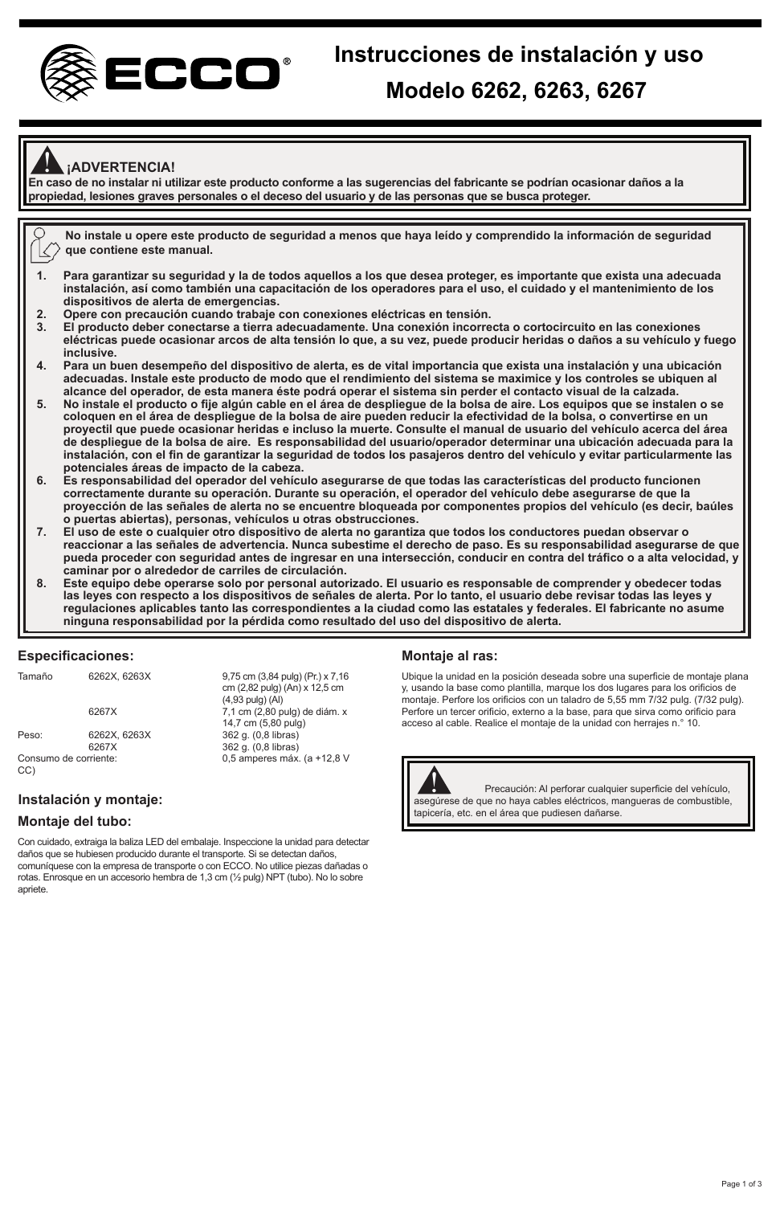# Instrucciones de instalación y uso

# Modelo 6262, 6263, 6267

**¡ADVERTENCIA!**

**En caso de no instalar ni utilizar este producto conforme a las sugerencias del fabricante se podrían ocasionar daños a la propiedad, lesiones graves personales o el deceso del usuario y de las personas que se busca proteger.**

**No instale u opere este producto de seguridad a menos que haya leído y comprendido la información de seguridad que contiene este manual.**

1. **Para garantizar su seguridad y la de todos aquellos a los que desea proteger, es importante que exista una adecuada instalación, así como también una capacitación de los operadores para el uso, el cuidado y el mantenimiento de los dispositivos de alerta de emergencias.**
2. **Opere con precaución cuando trabaje con conexiones eléctricas en tensión.**
3. **El producto deber conectarse a tierra adecuadamente. Una conexión incorrecta o cortocircuito en las conexiones eléctricas puede ocasionar arcos de alta tensión lo que, a su vez, puede producir heridas o daños a su vehículo y fuego inclusive.**
4. **Para un buen desempeño del dispositivo de alerta, es de vital importancia que exista una instalación y una ubicación adecuadas. Instale este producto de modo que el rendimiento del sistema se maximice y los controles se ubiquen al alcance del operador, de esta manera éste podrá operar el sistema sin perder el contacto visual de la calzada.**
5. **No instale el producto o fije algún cable en el área de despliegue de la bolsa de aire. Los equipos que se instalen o se coloquen en el área de despliegue de la bolsa de aire pueden reducir la efectividad de la bolsa, o convertirse en un proyectil que puede ocasionar heridas e incluso la muerte. Consulte el manual de usuario del vehículo acerca del área de despliegue de la bolsa de aire. Es responsabilidad del usuario/operador determinar una ubicación adecuada para la instalación, con el fin de garantizar la seguridad de todos los pasajeros dentro del vehículo y evitar particularmente las potenciales áreas de impacto de la cabeza.**
6. **Es responsabilidad del operador del vehículo asegurarse de que todas las características del producto funcionen correctamente durante su operación. Durante su operación, el operador del vehículo debe asegurarse de que la proyección de las señales de alerta no se encuentre bloqueada por componentes propios del vehículo (es decir, baúles o puertas abiertas), personas, vehículos u otras obstrucciones.**
7. **El uso de este o cualquier otro dispositivo de alerta no garantiza que todos los conductores puedan observar o reaccionar a las señales de advertencia. Nunca subestime el derecho de paso. Es su responsabilidad asegurarse de que pueda proceder con seguridad antes de ingresar en una intersección, conducir en contra del tráfico o a alta velocidad, y caminar por o alrededor de carriles de circulación.**
8. **Este equipo debe operarse solo por personal autorizado. El usuario es responsable de comprender y obedecer todas las leyes con respecto a los dispositivos de señales de alerta. Por lo tanto, el usuario debe revisar todas las leyes y regulaciones aplicables tanto las correspondientes a la ciudad como las estatales y federales. El fabricante no asume ninguna responsabilidad por la pérdida como resultado del uso del dispositivo de alerta.**

## Especificaciones:

| | | |
|---|---|---|
| Tamaño | 6262X, 6263X | 9,75 cm (3,84 pulg) (Pr.) x 7,16 cm (2,82 pulg) (An) x 12,5 cm (4,93 pulg) (Al) |
| | 6267X | 7,1 cm (2,80 pulg) de diám. x 14,7 cm (5,80 pulg) |
| Peso: | 6262X, 6263X | 362 g. (0,8 libras) |
| | 6267X | 362 g. (0,8 libras) |
| Consumo de corriente: | | 0,5 amperes máx. (a +12,8 V CC) |

## Instalación y montaje:

### Montaje del tubo:

Con cuidado, extraiga la baliza LED del embalaje. Inspeccione la unidad para detectar daños que se hubiesen producido durante el transporte. Si se detectan daños, comuníquese con la empresa de transporte o con ECCO. No utilice piezas dañadas o rotas. Enrosque en un accesorio hembra de 1,3 cm (½ pulg) NPT (tubo). No lo sobre apriete.

### Montaje al ras:

Ubique la unidad en la posición deseada sobre una superficie de montaje plana y, usando la base como plantilla, marque los dos lugares para los orificios de montaje. Perfore los orificios con un taladro de 5,55 mm 7/32 pulg. (7/32 pulg). Perfore un tercer orificio, externo a la base, para que sirva como orificio para acceso al cable. Realice el montaje de la unidad con herrajes n.° 10.

Precaución: Al perforar cualquier superficie del vehículo, asegúrese de que no haya cables eléctricos, mangueras de combustible, tapicería, etc. en el área que pudiesen dañarse.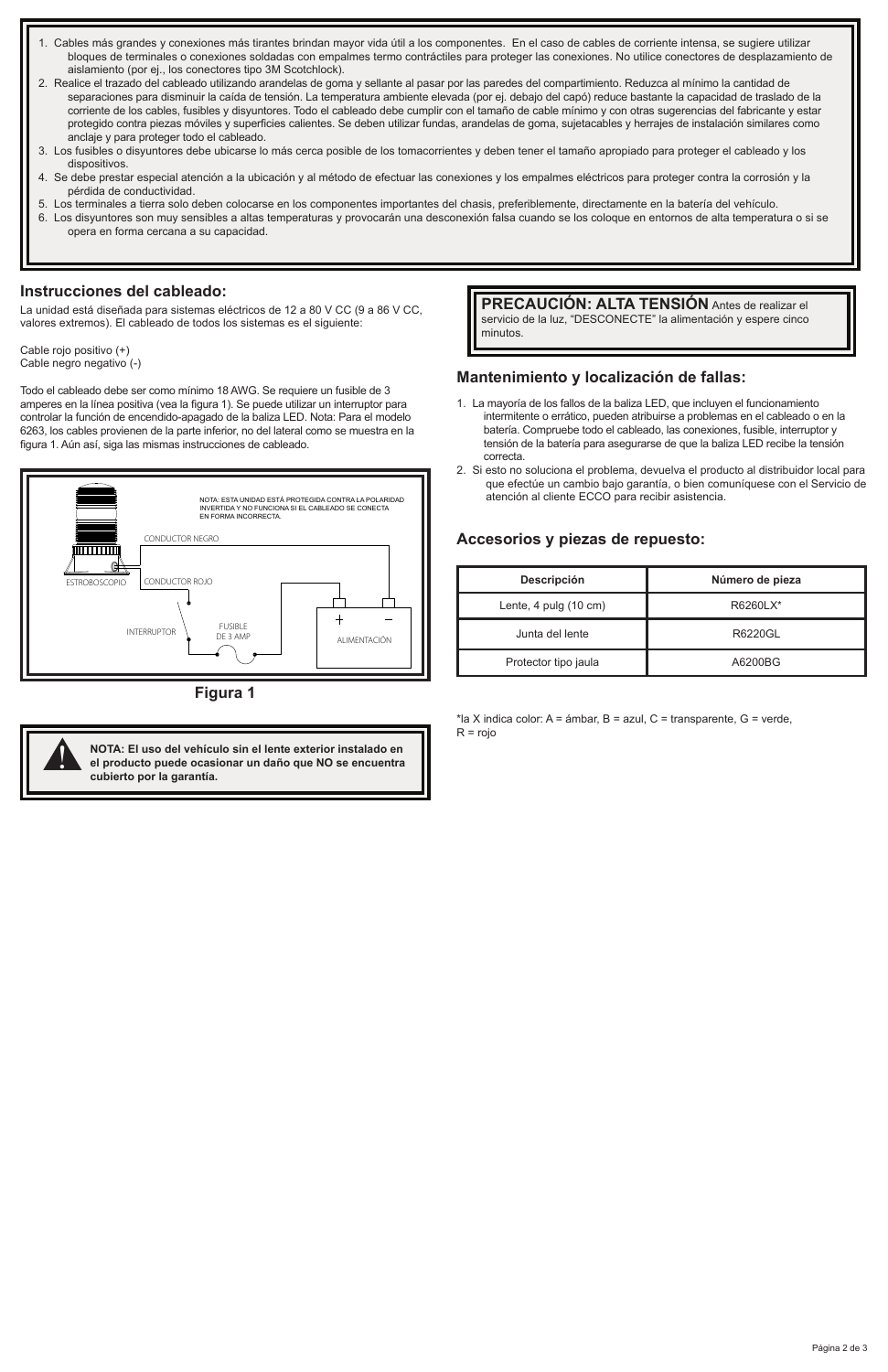1. Cables más grandes y conexiones más tirantes brindan mayor vida útil a los componentes. En el caso de cables de corriente intensa, se sugiere utilizar bloques de terminales o conexiones soldadas con empalmes termo contráctiles para proteger las conexiones. No utilice conectores de desplazamiento de aislamiento (por ej., los conectores tipo 3M Scotchlock).
2. Realice el trazado del cableado utilizando arandelas de goma y sellante al pasar por las paredes del compartimiento. Reduzca al mínimo la cantidad de separaciones para disminuir la caída de tensión. La temperatura ambiente elevada (por ej. debajo del capó) reduce bastante la capacidad de traslado de la corriente de los cables, fusibles y disyuntores. Todo el cableado debe cumplir con el tamaño de cable mínimo y con otras sugerencias del fabricante y estar protegido contra piezas móviles y superficies calientes. Se deben utilizar fundas, arandelas de goma, sujetacables y herrajes de instalación similares como anclaje y para proteger todo el cableado.
3. Los fusibles o disyuntores debe ubicarse lo más cerca posible de los tomacorrientes y deben tener el tamaño apropiado para proteger el cableado y los dispositivos.
4. Se debe prestar especial atención a la ubicación y al método de efectuar las conexiones y los empalmes eléctricos para proteger contra la corrosión y la pérdida de conductividad.
5. Los terminales a tierra solo deben colocarse en los componentes importantes del chasis, preferiblemente, directamente en la batería del vehículo.
6. Los disyuntores son muy sensibles a altas temperaturas y provocarán una desconexión falsa cuando se los coloque en entornos de alta temperatura o si se opera en forma cercana a su capacidad.

## Instrucciones del cableado:

La unidad está diseñada para sistemas eléctricos de 12 a 80 V CC (9 a 86 V CC, valores extremos). El cableado de todos los sistemas es el siguiente:

Cable rojo positivo (+)
Cable negro negativo (-)

Todo el cableado debe ser como mínimo 18 AWG. Se requiere un fusible de 3 amperes en la línea positiva (vea la figura 1). Se puede utilizar un interruptor para controlar la función de encendido-apagado de la baliza LED. Nota: Para el modelo 6263, los cables provienen de la parte inferior, no del lateral como se muestra en la figura 1. Aún así, siga las mismas instrucciones de cableado.

NOTA: ESTA UNIDAD ESTÁ PROTEGIDA CONTRA LA POLARIDAD INVERTIDA Y NO FUNCIONA SI EL CABLEADO SE CONECTA EN FORMA INCORRECTA.

CONDUCTOR NEGRO

ESTROBOSCOPIO

CONDUCTOR ROJO

INTERRUPTOR

FUSIBLE DE 3 AMP

ALIMENTACIÓN

Figura 1

**NOTA: El uso del vehículo sin el lente exterior instalado en el producto puede ocasionar un daño que NO se encuentra cubierto por la garantía.**

**PRECAUCIÓN: ALTA TENSIÓN** Antes de realizar el servicio de la luz, "DESCONECTE" la alimentación y espere cinco minutos.

## Mantenimiento y localización de fallas:

1. La mayoría de los fallos de la baliza LED, que incluyen el funcionamiento intermitente o errático, pueden atribuirse a problemas en el cableado o en la batería. Compruebe todo el cableado, las conexiones, fusible, interruptor y tensión de la batería para asegurarse de que la baliza LED recibe la tensión correcta.
2. Si esto no soluciona el problema, devuelva el producto al distribuidor local para que efectúe un cambio bajo garantía, o bien comuníquese con el Servicio de atención al cliente ECCO para recibir asistencia.

## Accesorios y piezas de repuesto:

| Descripción | Número de pieza |
|---|---|
| Lente, 4 pulg (10 cm) | R6260LX* |
| Junta del lente | R6220GL |
| Protector tipo jaula | A6200BG |

*la X indica color: A = ámbar, B = azul, C = transparente, G = verde, R = rojo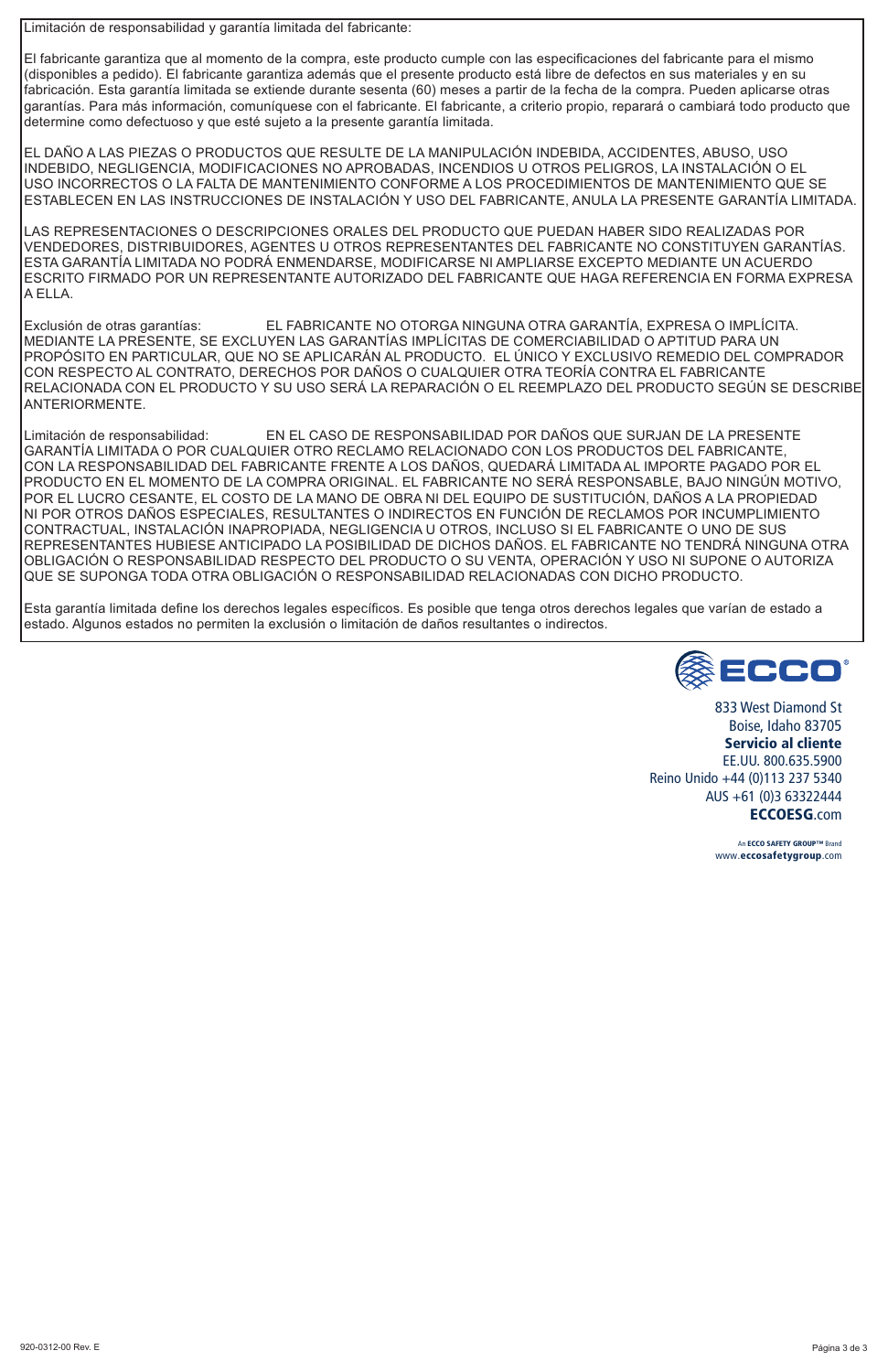Limitación de responsabilidad y garantía limitada del fabricante:

El fabricante garantiza que al momento de la compra, este producto cumple con las especificaciones del fabricante para el mismo (disponibles a pedido). El fabricante garantiza además que el presente producto está libre de defectos en sus materiales y en su fabricación. Esta garantía limitada se extiende durante sesenta (60) meses a partir de la fecha de la compra. Pueden aplicarse otras garantías. Para más información, comuníquese con el fabricante. El fabricante, a criterio propio, reparará o cambiará todo producto que determine como defectuoso y que esté sujeto a la presente garantía limitada.

EL DAÑO A LAS PIEZAS O PRODUCTOS QUE RESULTE DE LA MANIPULACIÓN INDEBIDA, ACCIDENTES, ABUSO, USO INDEBIDO, NEGLIGENCIA, MODIFICACIONES NO APROBADAS, INCENDIOS U OTROS PELIGROS, LA INSTALACIÓN O EL USO INCORRECTOS O LA FALTA DE MANTENIMIENTO CONFORME A LOS PROCEDIMIENTOS DE MANTENIMIENTO QUE SE ESTABLECEN EN LAS INSTRUCCIONES DE INSTALACIÓN Y USO DEL FABRICANTE, ANULA LA PRESENTE GARANTÍA LIMITADA.

LAS REPRESENTACIONES O DESCRIPCIONES ORALES DEL PRODUCTO QUE PUEDAN HABER SIDO REALIZADAS POR VENDEDORES, DISTRIBUIDORES, AGENTES U OTROS REPRESENTANTES DEL FABRICANTE NO CONSTITUYEN GARANTÍAS. ESTA GARANTÍA LIMITADA NO PODRÁ ENMENDARSE, MODIFICARSE NI AMPLIARSE EXCEPTO MEDIANTE UN ACUERDO ESCRITO FIRMADO POR UN REPRESENTANTE AUTORIZADO DEL FABRICANTE QUE HAGA REFERENCIA EN FORMA EXPRESA A ELLA.

Exclusión de otras garantías: EL FABRICANTE NO OTORGA NINGUNA OTRA GARANTÍA, EXPRESA O IMPLÍCITA. MEDIANTE LA PRESENTE, SE EXCLUYEN LAS GARANTÍAS IMPLÍCITAS DE COMERCIABILIDAD O APTITUD PARA UN PROPÓSITO EN PARTICULAR, QUE NO SE APLICARÁN AL PRODUCTO. EL ÚNICO Y EXCLUSIVO REMEDIO DEL COMPRADOR CON RESPECTO AL CONTRATO, DERECHOS POR DAÑOS O CUALQUIER OTRA TEORÍA CONTRA EL FABRICANTE RELACIONADA CON EL PRODUCTO Y SU USO SERÁ LA REPARACIÓN O EL REEMPLAZO DEL PRODUCTO SEGÚN SE DESCRIBE ANTERIORMENTE.

Limitación de responsabilidad: EN EL CASO DE RESPONSABILIDAD POR DAÑOS QUE SURJAN DE LA PRESENTE GARANTÍA LIMITADA O POR CUALQUIER OTRO RECLAMO RELACIONADO CON LOS PRODUCTOS DEL FABRICANTE, CON LA RESPONSABILIDAD DEL FABRICANTE FRENTE A LOS DAÑOS, QUEDARÁ LIMITADA AL IMPORTE PAGADO POR EL PRODUCTO EN EL MOMENTO DE LA COMPRA ORIGINAL. EL FABRICANTE NO SERÁ RESPONSABLE, BAJO NINGÚN MOTIVO, POR EL LUCRO CESANTE, EL COSTO DE LA MANO DE OBRA NI DEL EQUIPO DE SUSTITUCIÓN, DAÑOS A LA PROPIEDAD NI POR OTROS DAÑOS ESPECIALES, RESULTANTES O INDIRECTOS EN FUNCIÓN DE RECLAMOS POR INCUMPLIMIENTO CONTRACTUAL, INSTALACIÓN INAPROPIADA, NEGLIGENCIA U OTROS, INCLUSO SI EL FABRICANTE O UNO DE SUS REPRESENTANTES HUBIESE ANTICIPADO LA POSIBILIDAD DE DICHOS DAÑOS. EL FABRICANTE NO TENDRÁ NINGUNA OTRA OBLIGACIÓN O RESPONSABILIDAD RESPECTO DEL PRODUCTO O SU VENTA, OPERACIÓN Y USO NI SUPONE O AUTORIZA QUE SE SUPONGA TODA OTRA OBLIGACIÓN O RESPONSABILIDAD RELACIONADAS CON DICHO PRODUCTO.

Esta garantía limitada define los derechos legales específicos. Es posible que tenga otros derechos legales que varían de estado a estado. Algunos estados no permiten la exclusión o limitación de daños resultantes o indirectos.

ECCO®

833 West Diamond St
Boise, Idaho 83705
**Servicio al cliente**
EE.UU. 800.635.5900
Reino Unido +44 (0)113 237 5340
AUS +61 (0)3 63322444
**ECCOESG**.com

An **ECCO SAFETY GROUP™** Brand
www.**eccosafetygroup**.com

920-0312-00 Rev. E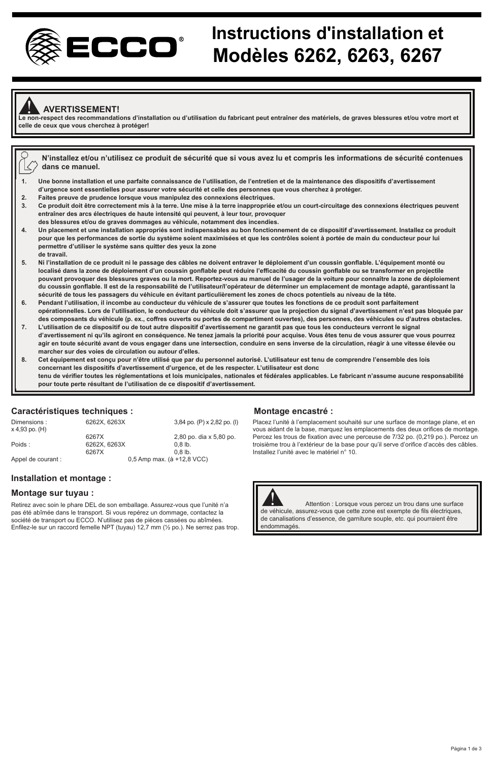# Instructions d'installation et Modèles 6262, 6263, 6267

**AVERTISSEMENT!**

**Le non-respect des recommandations d'installation ou d'utilisation du fabricant peut entraîner des matériels, de graves blessures et/ou votre mort et celle de ceux que vous cherchez à protéger!**

**N'installez et/ou n'utilisez ce produit de sécurité que si vous avez lu et compris les informations de sécurité contenues dans ce manuel.**

1. **Une bonne installation et une parfaite connaissance de l'utilisation, de l'entretien et de la maintenance des dispositifs d'avertissement d'urgence sont essentielles pour assurer votre sécurité et celle des personnes que vous cherchez à protéger.**
2. **Faites preuve de prudence lorsque vous manipulez des connexions électriques.**
3. **Ce produit doit être correctement mis à la terre. Une mise à la terre inappropriée et/ou un court-circuitage des connexions électriques peuvent entraîner des arcs électriques de haute intensité qui peuvent, à leur tour, provoquer des blessures et/ou de graves dommages au véhicule, notamment des incendies.**
4. **Un placement et une installation appropriés sont indispensables au bon fonctionnement de ce dispositif d'avertissement. Installez ce produit pour que les performances de sortie du système soient maximisées et que les contrôles soient à portée de main du conducteur pour lui permettre d'utiliser le système sans quitter des yeux la zone de travail.**
5. **Ni l'installation de ce produit ni le passage des câbles ne doivent entraver le déploiement d'un coussin gonflable. L'équipement monté ou localisé dans la zone de déploiement d'un coussin gonflable peut réduire l'efficacité du coussin gonflable ou se transformer en projectile pouvant provoquer des blessures graves ou la mort. Reportez-vous au manuel de l'usager de la voiture pour connaître la zone de déploiement du coussin gonflable. Il est de la responsabilité de l'utilisateur/l'opérateur de déterminer un emplacement de montage adapté, garantissant la sécurité de tous les passagers du véhicule en évitant particulièrement les zones de chocs potentiels au niveau de la tête.**
6. **Pendant l'utilisation, il incombe au conducteur du véhicule de s'assurer que toutes les fonctions de ce produit sont parfaitement opérationnelles. Lors de l'utilisation, le conducteur du véhicule doit s'assurer que la projection du signal d'avertissement n'est pas bloquée par des composants du véhicule (p. ex., coffres ouverts ou portes de compartiment ouvertes), des personnes, des véhicules ou d'autres obstacles.**
7. **L'utilisation de ce dispositif ou de tout autre dispositif d'avertissement ne garantit pas que tous les conducteurs verront le signal d'avertissement ni qu'ils agiront en conséquence. Ne tenez jamais la priorité pour acquise. Vous êtes tenu de vous assurer que vous pourrez agir en toute sécurité avant de vous engager dans une intersection, conduire en sens inverse de la circulation, réagir à une vitesse élevée ou marcher sur des voies de circulation ou autour d'elles.**
8. **Cet équipement est conçu pour n'être utilisé que par du personnel autorisé. L'utilisateur est tenu de comprendre l'ensemble des lois concernant les dispositifs d'avertissement d'urgence, et de les respecter. L'utilisateur est donc tenu de vérifier toutes les réglementations et lois municipales, nationales et fédérales applicables. Le fabricant n'assume aucune responsabilité pour toute perte résultant de l'utilisation de ce dispositif d'avertissement.**

## Caractéristiques techniques :

| | | |
|---|---|---|
| Dimensions : | 6262X, 6263X | 3,84 po. (P) x 2,82 po. (l) x 4,93 po. (H) |
| | 6267X | 2,80 po. dia x 5,80 po. |
| Poids : | 6262X, 6263X | 0,8 lb. |
| | 6267X | 0,8 lb. |
| Appel de courant : | 0,5 Amp max. (à +12,8 VCC) | |

## Installation et montage :

### Montage sur tuyau :

Retirez avec soin le phare DEL de son emballage. Assurez-vous que l'unité n'a pas été abîmée dans le transport. Si vous repérez un dommage, contactez la société de transport ou ECCO. N'utilisez pas de pièces cassées ou abîmées. Enfilez-le sur un raccord femelle NPT (tuyau) 12,7 mm (½ po.). Ne serrez pas trop.

### Montage encastré :

Placez l'unité à l'emplacement souhaité sur une surface de montage plane, et en vous aidant de la base, marquez les emplacements des deux orifices de montage. Percez les trous de fixation avec une perceuse de 7/32 po. (0,219 po.). Percez un troisième trou à l'extérieur de la base pour qu'il serve d'orifice d'accès des câbles. Installez l'unité avec le matériel n° 10.

Attention : Lorsque vous percez un trou dans une surface de véhicule, assurez-vous que cette zone est exempte de fils électriques, de canalisations d'essence, de garniture souple, etc. qui pourraient être endommagés.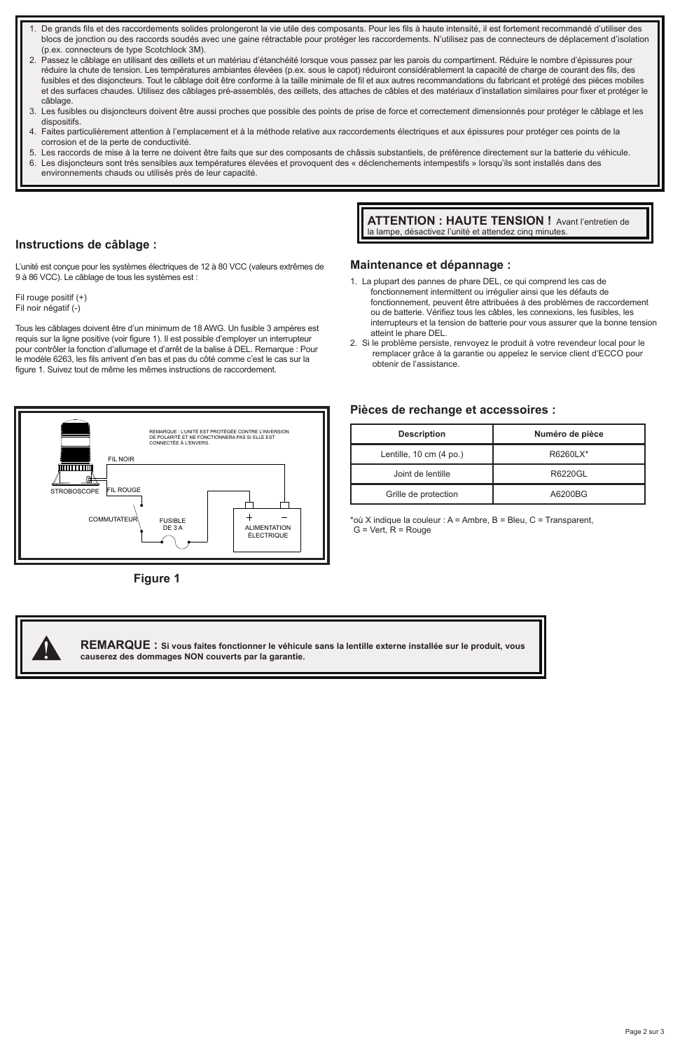1. De grands fils et des raccordements solides prolongeront la vie utile des composants. Pour les fils à haute intensité, il est fortement recommandé d'utiliser des blocs de jonction ou des raccords soudés avec une gaine rétractable pour protéger les raccordements. N'utilisez pas de connecteurs de déplacement d'isolation (p.ex. connecteurs de type Scotchlock 3M).
2. Passez le câblage en utilisant des œillets et un matériau d'étanchéité lorsque vous passez par les parois du compartiment. Réduire le nombre d'épissures pour réduire la chute de tension. Les températures ambiantes élevées (p.ex. sous le capot) réduiront considérablement la capacité de charge de courant des fils, des fusibles et des disjoncteurs. Tout le câblage doit être conforme à la taille minimale de fil et aux autres recommandations du fabricant et protégé des pièces mobiles et des surfaces chaudes. Utilisez des câblages pré-assemblés, des œillets, des attaches de câbles et des matériaux d'installation similaires pour fixer et protéger le câblage.
3. Les fusibles ou disjoncteurs doivent être aussi proches que possible des points de prise de force et correctement dimensionnés pour protéger le câblage et les dispositifs.
4. Faites particulièrement attention à l'emplacement et à la méthode relative aux raccordements électriques et aux épissures pour protéger ces points de la corrosion et de la perte de conductivité.
5. Les raccords de mise à la terre ne doivent être faits que sur des composants de châssis substantiels, de préférence directement sur la batterie du véhicule.
6. Les disjoncteurs sont très sensibles aux températures élevées et provoquent des « déclenchements intempestifs » lorsqu'ils sont installés dans des environnements chauds ou utilisés près de leur capacité.

## Instructions de câblage :

L'unité est conçue pour les systèmes électriques de 12 à 80 VCC (valeurs extrêmes de 9 à 86 VCC). Le câblage de tous les systèmes est :

Fil rouge positif (+)
Fil noir négatif (-)

Tous les câblages doivent être d'un minimum de 18 AWG. Un fusible 3 ampères est requis sur la ligne positive (voir figure 1). Il est possible d'employer un interrupteur pour contrôler la fonction d'allumage et d'arrêt de la balise à DEL. Remarque : Pour le modèle 6263, les fils arrivent d'en bas et pas du côté comme c'est le cas sur la figure 1. Suivez tout de même les mêmes instructions de raccordement.

REMARQUE : L'UNITÉ EST PROTÉGÉE CONTRE L'INVERSION DE POLARITÉ ET NE FONCTIONNERA PAS SI ELLE EST CONNECTÉE À L'ENVERS.

FIL NOIR

STROBOSCOPE

FIL ROUGE

COMMUTATEUR

FUSIBLE DE 3 A

\+ −

ALIMENTATION ÉLECTRIQUE

Figure 1

**ATTENTION : HAUTE TENSION !** Avant l'entretien de la lampe, désactivez l'unité et attendez cinq minutes.

## Maintenance et dépannage :

1. La plupart des pannes de phare DEL, ce qui comprend les cas de fonctionnement intermittent ou irrégulier ainsi que les défauts de fonctionnement, peuvent être attribuées à des problèmes de raccordement ou de batterie. Vérifiez tous les câbles, les connexions, les fusibles, les interrupteurs et la tension de batterie pour vous assurer que la bonne tension atteint le phare DEL.
2. Si le problème persiste, renvoyez le produit à votre revendeur local pour le remplacer grâce à la garantie ou appelez le service client d'ECCO pour obtenir de l'assistance.

## Pièces de rechange et accessoires :

| Description | Numéro de pièce |
|---|---|
| Lentille, 10 cm (4 po.) | R6260LX* |
| Joint de lentille | R6220GL |
| Grille de protection | A6200BG |

*où X indique la couleur : A = Ambre, B = Bleu, C = Transparent, G = Vert, R = Rouge

**REMARQUE : Si vous faites fonctionner le véhicule sans la lentille externe installée sur le produit, vous causerez des dommages NON couverts par la garantie.**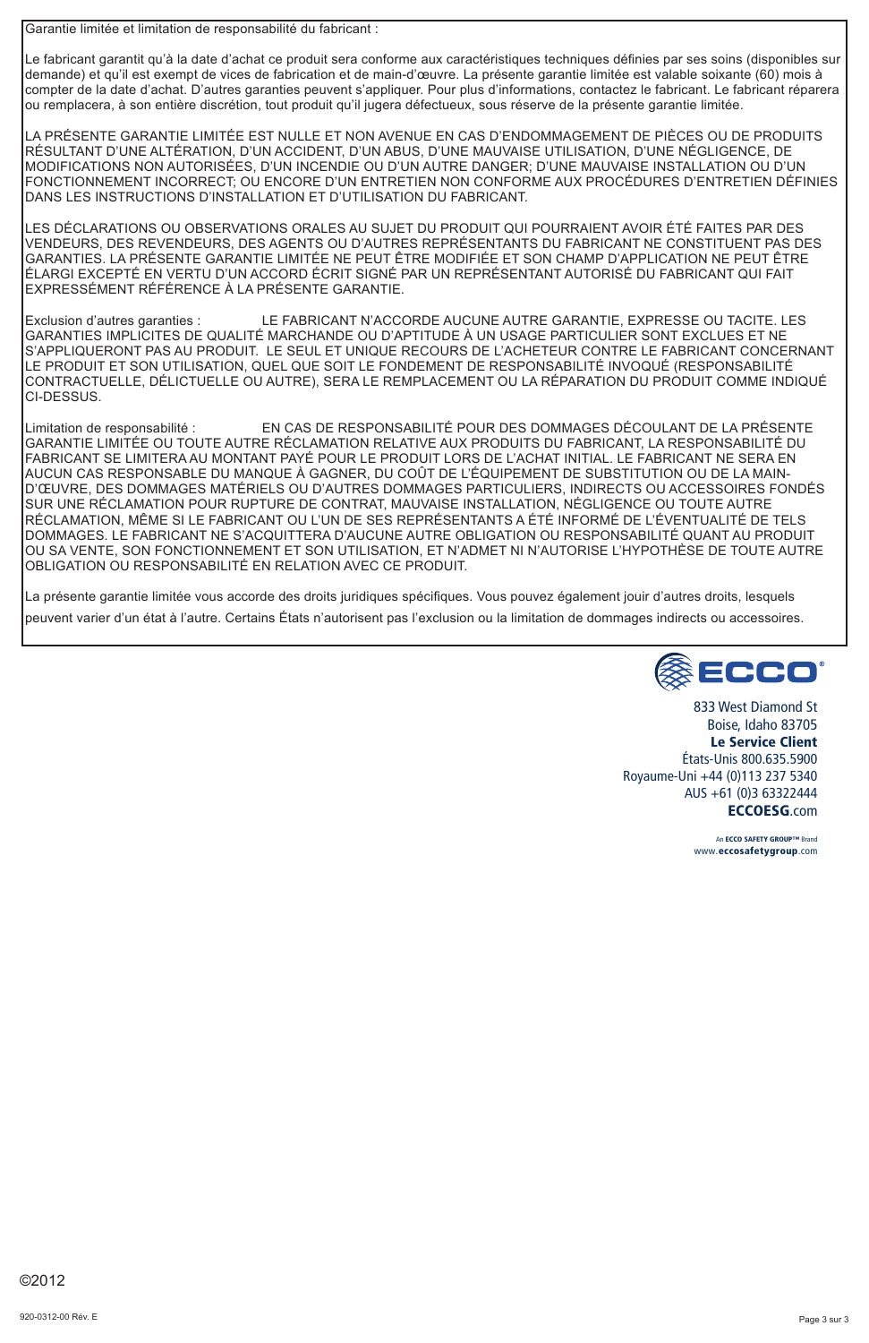Garantie limitée et limitation de responsabilité du fabricant :

Le fabricant garantit qu'à la date d'achat ce produit sera conforme aux caractéristiques techniques définies par ses soins (disponibles sur demande) et qu'il est exempt de vices de fabrication et de main-d'œuvre. La présente garantie limitée est valable soixante (60) mois à compter de la date d'achat. D'autres garanties peuvent s'appliquer. Pour plus d'informations, contactez le fabricant. Le fabricant réparera ou remplacera, à son entière discrétion, tout produit qu'il jugera défectueux, sous réserve de la présente garantie limitée.

LA PRÉSENTE GARANTIE LIMITÉE EST NULLE ET NON AVENUE EN CAS D'ENDOMMAGEMENT DE PIÈCES OU DE PRODUITS RÉSULTANT D'UNE ALTÉRATION, D'UN ACCIDENT, D'UN ABUS, D'UNE MAUVAISE UTILISATION, D'UNE NÉGLIGENCE, DE MODIFICATIONS NON AUTORISÉES, D'UN INCENDIE OU D'UN AUTRE DANGER; D'UNE MAUVAISE INSTALLATION OU D'UN FONCTIONNEMENT INCORRECT; OU ENCORE D'UN ENTRETIEN NON CONFORME AUX PROCÉDURES D'ENTRETIEN DÉFINIES DANS LES INSTRUCTIONS D'INSTALLATION ET D'UTILISATION DU FABRICANT.

LES DÉCLARATIONS OU OBSERVATIONS ORALES AU SUJET DU PRODUIT QUI POURRAIENT AVOIR ÉTÉ FAITES PAR DES VENDEURS, DES REVENDEURS, DES AGENTS OU D'AUTRES REPRÉSENTANTS DU FABRICANT NE CONSTITUENT PAS DES GARANTIES. LA PRÉSENTE GARANTIE LIMITÉE NE PEUT ÊTRE MODIFIÉE ET SON CHAMP D'APPLICATION NE PEUT ÊTRE ÉLARGI EXCEPTÉ EN VERTU D'UN ACCORD ÉCRIT SIGNÉ PAR UN REPRÉSENTANT AUTORISÉ DU FABRICANT QUI FAIT EXPRESSÉMENT RÉFÉRENCE À LA PRÉSENTE GARANTIE.

Exclusion d'autres garanties : LE FABRICANT N'ACCORDE AUCUNE AUTRE GARANTIE, EXPRESSE OU TACITE. LES GARANTIES IMPLICITES DE QUALITÉ MARCHANDE OU D'APTITUDE À UN USAGE PARTICULIER SONT EXCLUES ET NE S'APPLIQUERONT PAS AU PRODUIT. LE SEUL ET UNIQUE RECOURS DE L'ACHETEUR CONTRE LE FABRICANT CONCERNANT LE PRODUIT ET SON UTILISATION, QUEL QUE SOIT LE FONDEMENT DE RESPONSABILITÉ INVOQUÉ (RESPONSABILITÉ CONTRACTUELLE, DÉLICTUELLE OU AUTRE), SERA LE REMPLACEMENT OU LA RÉPARATION DU PRODUIT COMME INDIQUÉ CI-DESSUS.

Limitation de responsabilité : EN CAS DE RESPONSABILITÉ POUR DES DOMMAGES DÉCOULANT DE LA PRÉSENTE GARANTIE LIMITÉE OU TOUTE AUTRE RÉCLAMATION RELATIVE AUX PRODUITS DU FABRICANT, LA RESPONSABILITÉ DU FABRICANT SE LIMITERA AU MONTANT PAYÉ POUR LE PRODUIT LORS DE L'ACHAT INITIAL. LE FABRICANT NE SERA EN AUCUN CAS RESPONSABLE DU MANQUE À GAGNER, DU COÛT DE L'ÉQUIPEMENT DE SUBSTITUTION OU DE LA MAIN-D'ŒUVRE, DES DOMMAGES MATÉRIELS OU D'AUTRES DOMMAGES PARTICULIERS, INDIRECTS OU ACCESSOIRES FONDÉS SUR UNE RÉCLAMATION POUR RUPTURE DE CONTRAT, MAUVAISE INSTALLATION, NÉGLIGENCE OU TOUTE AUTRE RÉCLAMATION, MÊME SI LE FABRICANT OU L'UN DE SES REPRÉSENTANTS A ÉTÉ INFORMÉ DE L'ÉVENTUALITÉ DE TELS DOMMAGES. LE FABRICANT NE S'ACQUITTERA D'AUCUNE AUTRE OBLIGATION OU RESPONSABILITÉ QUANT AU PRODUIT OU SA VENTE, SON FONCTIONNEMENT ET SON UTILISATION, ET N'ADMET NI N'AUTORISE L'HYPOTHÈSE DE TOUTE AUTRE OBLIGATION OU RESPONSABILITÉ EN RELATION AVEC CE PRODUIT.

La présente garantie limitée vous accorde des droits juridiques spécifiques. Vous pouvez également jouir d'autres droits, lesquels peuvent varier d'un état à l'autre. Certains États n'autorisent pas l'exclusion ou la limitation de dommages indirects ou accessoires.

ECCO®

833 West Diamond St
Boise, Idaho 83705
**Le Service Client**
États-Unis 800.635.5900
Royaume-Uni +44 (0)113 237 5340
AUS +61 (0)3 63322444
**ECCOESG**.com

An **ECCO SAFETY GROUP™** Brand
www.**eccosafetygroup**.com

©2012

920-0312-00 Rév. E